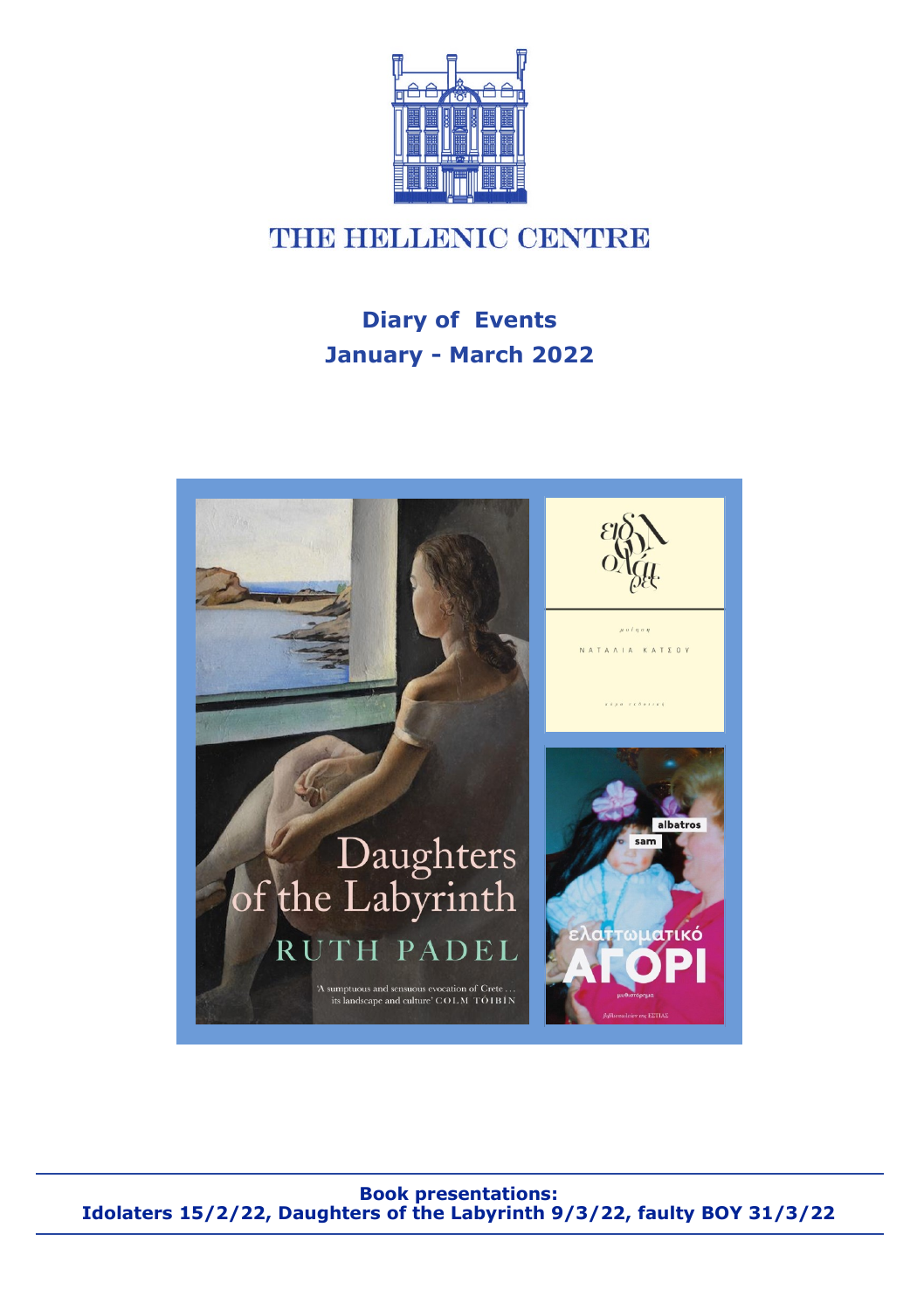# THE HELLENIC CENTRE

## Diary of Events
## January - March 2022

**Book presentations:**
**Idolaters 15/2/22, Daughters of the Labyrinth 9/3/22, faulty BOY 31/3/22**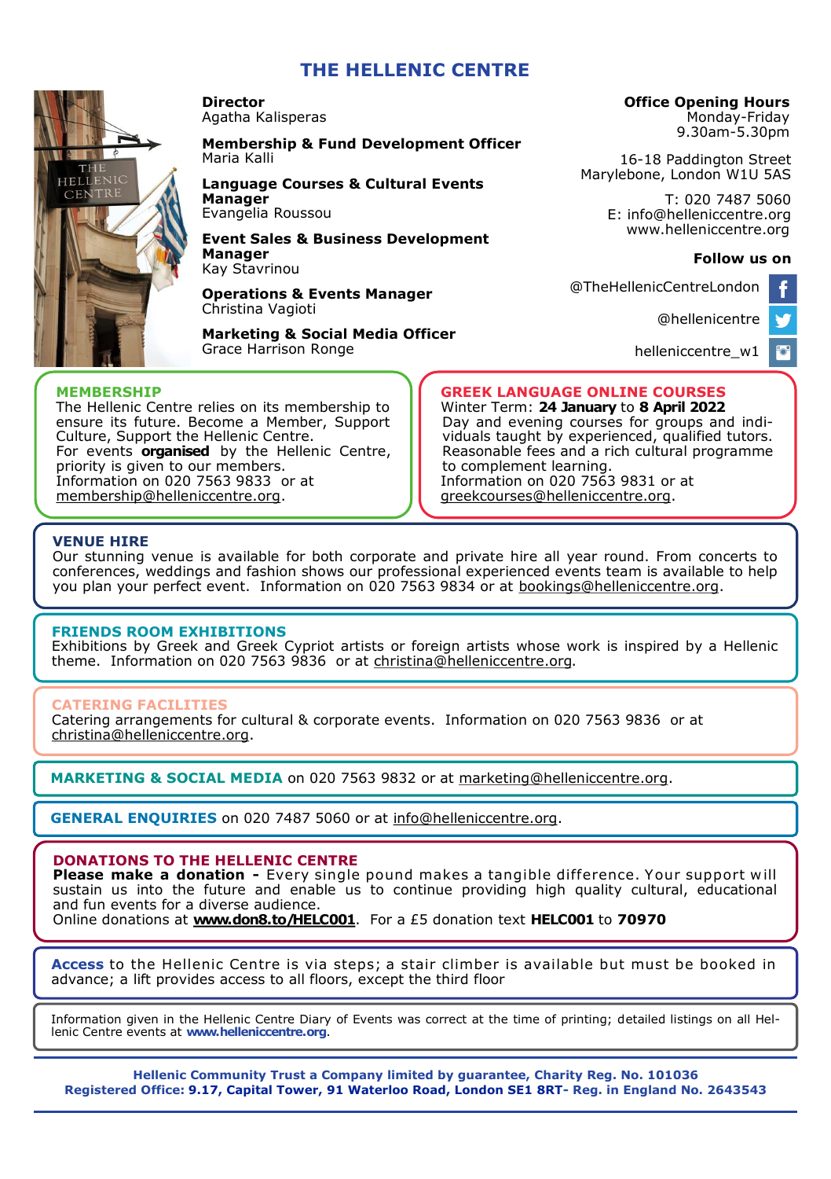# THE HELLENIC CENTRE

**Director**
Agatha Kalisperas

**Membership & Fund Development Officer**
Maria Kalli

**Language Courses & Cultural Events Manager**
Evangelia Roussou

**Event Sales & Business Development Manager**
Kay Stavrinou

**Operations & Events Manager**
Christina Vagioti

**Marketing & Social Media Officer**
Grace Harrison Ronge

**Office Opening Hours**
Monday-Friday
9.30am-5.30pm

16-18 Paddington Street
Marylebone, London W1U 5AS

T: 020 7487 5060
E: info@helleniccentre.org
www.helleniccentre.org

**Follow us on**

@TheHellenicCentreLondon

@hellenicentre

helleniccentre_w1

## MEMBERSHIP

The Hellenic Centre relies on its membership to ensure its future. Become a Member, Support Culture, Support the Hellenic Centre.
For events **organised** by the Hellenic Centre, priority is given to our members.
Information on 020 7563 9833 or at membership@helleniccentre.org.

## GREEK LANGUAGE ONLINE COURSES

Winter Term: **24 January** to **8 April 2022**
Day and evening courses for groups and individuals taught by experienced, qualified tutors. Reasonable fees and a rich cultural programme to complement learning.
Information on 020 7563 9831 or at greekcourses@helleniccentre.org.

## VENUE HIRE

Our stunning venue is available for both corporate and private hire all year round. From concerts to conferences, weddings and fashion shows our professional experienced events team is available to help you plan your perfect event. Information on 020 7563 9834 or at bookings@helleniccentre.org.

## FRIENDS ROOM EXHIBITIONS

Exhibitions by Greek and Greek Cypriot artists or foreign artists whose work is inspired by a Hellenic theme. Information on 020 7563 9836 or at christina@helleniccentre.org.

## CATERING FACILITIES

Catering arrangements for cultural & corporate events. Information on 020 7563 9836 or at christina@helleniccentre.org.

**MARKETING & SOCIAL MEDIA** on 020 7563 9832 or at marketing@helleniccentre.org.

**GENERAL ENQUIRIES** on 020 7487 5060 or at info@helleniccentre.org.

## DONATIONS TO THE HELLENIC CENTRE

**Please make a donation -** Every single pound makes a tangible difference. Your support will sustain us into the future and enable us to continue providing high quality cultural, educational and fun events for a diverse audience.
Online donations at **www.don8.to/HELC001**. For a £5 donation text **HELC001** to **70970**

**Access** to the Hellenic Centre is via steps; a stair climber is available but must be booked in advance; a lift provides access to all floors, except the third floor

Information given in the Hellenic Centre Diary of Events was correct at the time of printing; detailed listings on all Hellenic Centre events at **www.helleniccentre.org**.

**Hellenic Community Trust a Company limited by guarantee, Charity Reg. No. 101036**
**Registered Office: 9.17, Capital Tower, 91 Waterloo Road, London SE1 8RT- Reg. in England No. 2643543**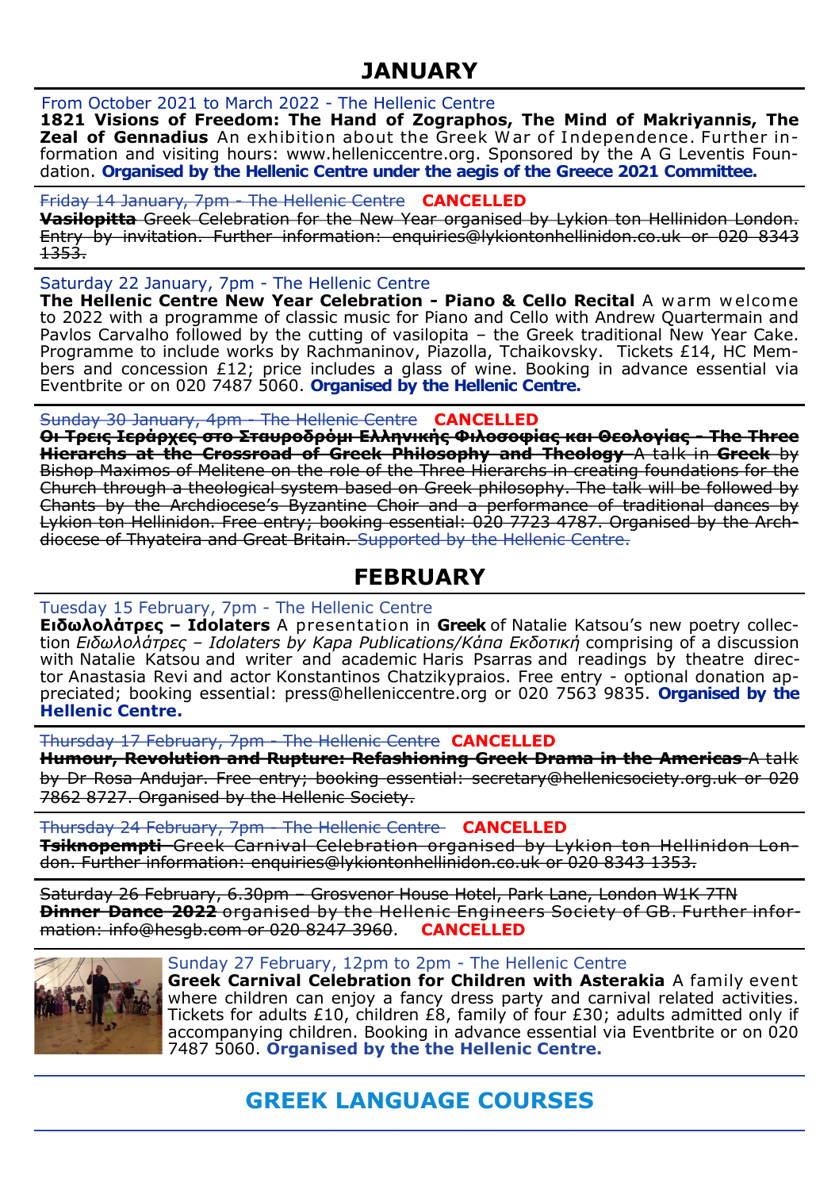# JANUARY

From October 2021 to March 2022 - The Hellenic Centre
**1821 Visions of Freedom: The Hand of Zographos, The Mind of Makriyannis, The Zeal of Gennadius** An exhibition about the Greek War of Independence. Further information and visiting hours: www.helleniccentre.org. Sponsored by the A G Leventis Foundation. **Organised by the Hellenic Centre under the aegis of the Greece 2021 Committee.**

~~Friday 14 January, 7pm - The Hellenic Centre~~ **CANCELLED**
~~**Vasilopitta** Greek Celebration for the New Year organised by Lykion ton Hellinidon London. Entry by invitation. Further information: enquiries@lykiontonhellinidon.co.uk or 020 8343 1353.~~

Saturday 22 January, 7pm - The Hellenic Centre
**The Hellenic Centre New Year Celebration - Piano & Cello Recital** A warm welcome to 2022 with a programme of classic music for Piano and Cello with Andrew Quartermain and Pavlos Carvalho followed by the cutting of vasilopita – the Greek traditional New Year Cake. Programme to include works by Rachmaninov, Piazolla, Tchaikovsky. Tickets £14, HC Members and concession £12; price includes a glass of wine. Booking in advance essential via Eventbrite or on 020 7487 5060. **Organised by the Hellenic Centre.**

~~Sunday 30 January, 4pm - The Hellenic Centre~~ **CANCELLED**
~~**Οι Τρεις Ιεράρχες στο Σταυροδρόμι Ελληνικής Φιλοσοφίας και Θεολογίας - The Three Hierarchs at the Crossroad of Greek Philosophy and Theology** A talk in **Greek** by Bishop Maximos of Melitene on the role of the Three Hierarchs in creating foundations for the Church through a theological system based on Greek philosophy. The talk will be followed by Chants by the Archdiocese's Byzantine Choir and a performance of traditional dances by Lykion ton Hellinidon. Free entry; booking essential: 020 7723 4787. Organised by the Archdiocese of Thyateira and Great Britain. Supported by the Hellenic Centre.~~

# FEBRUARY

Tuesday 15 February, 7pm - The Hellenic Centre
**Ειδωλολάτρες – Idolaters** A presentation in **Greek** of Natalie Katsou's new poetry collection *Ειδωλολάτρες – Idolaters by Kapa Publications/Κάπα Εκδοτική* comprising of a discussion with Natalie Katsou and writer and academic Haris Psarras and readings by theatre director Anastasia Revi and actor Konstantinos Chatzikypraios. Free entry - optional donation appreciated; booking essential: press@helleniccentre.org or 020 7563 9835. **Organised by the Hellenic Centre.**

~~Thursday 17 February, 7pm - The Hellenic Centre~~ **CANCELLED**
~~**Humour, Revolution and Rupture: Refashioning Greek Drama in the Americas** A talk by Dr Rosa Andujar. Free entry; booking essential: secretary@hellenicsociety.org.uk or 020 7862 8727. Organised by the Hellenic Society.~~

~~Thursday 24 February, 7pm - The Hellenic Centre~~ **CANCELLED**
~~**Tsiknopempti** Greek Carnival Celebration organised by Lykion ton Hellinidon London. Further information: enquiries@lykiontonhellinidon.co.uk or 020 8343 1353.~~

~~Saturday 26 February, 6.30pm – Grosvenor House Hotel, Park Lane, London W1K 7TN~~
~~**Dinner Dance 2022** organised by the Hellenic Engineers Society of GB. Further information: info@hesgb.com or 020 8247 3960.~~ **CANCELLED**

Sunday 27 February, 12pm to 2pm - The Hellenic Centre
**Greek Carnival Celebration for Children with Asterakia** A family event where children can enjoy a fancy dress party and carnival related activities. Tickets for adults £10, children £8, family of four £30; adults admitted only if accompanying children. Booking in advance essential via Eventbrite or on 020 7487 5060. **Organised by the the Hellenic Centre.**

# GREEK LANGUAGE COURSES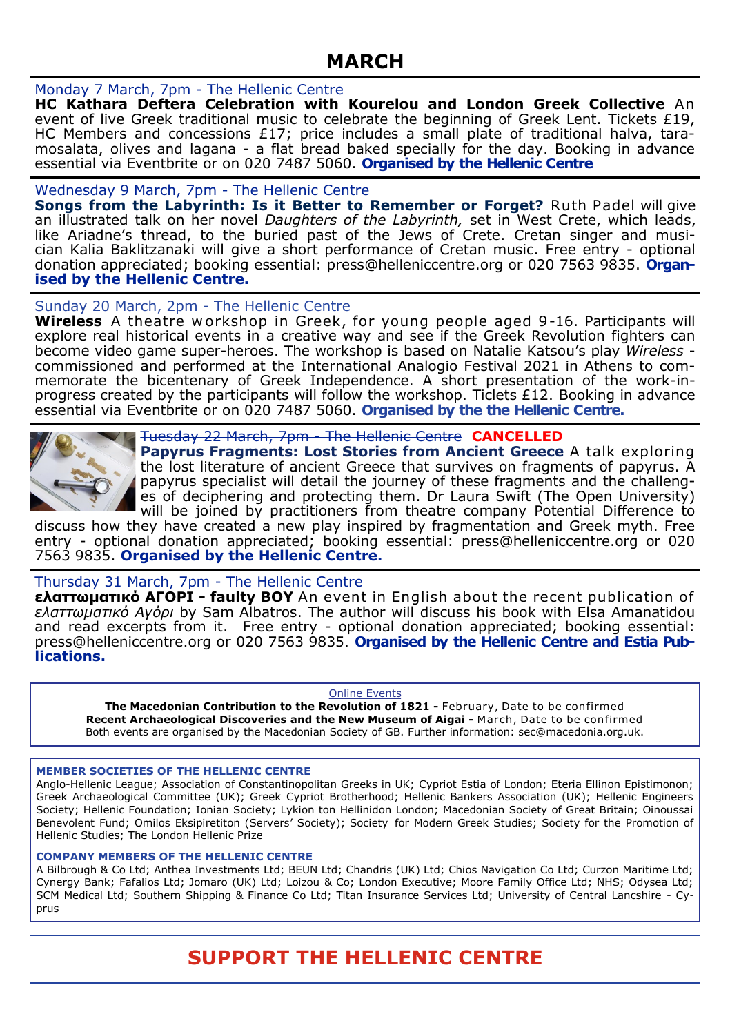# MARCH

Monday 7 March, 7pm - The Hellenic Centre
**HC Kathara Deftera Celebration with Kourelou and London Greek Collective** An event of live Greek traditional music to celebrate the beginning of Greek Lent. Tickets £19, HC Members and concessions £17; price includes a small plate of traditional halva, taramosalata, olives and lagana - a flat bread baked specially for the day. Booking in advance essential via Eventbrite or on 020 7487 5060. **Organised by the Hellenic Centre**

Wednesday 9 March, 7pm - The Hellenic Centre
**Songs from the Labyrinth: Is it Better to Remember or Forget?** Ruth Padel will give an illustrated talk on her novel *Daughters of the Labyrinth,* set in West Crete, which leads, like Ariadne's thread, to the buried past of the Jews of Crete. Cretan singer and musician Kalia Baklitzanaki will give a short performance of Cretan music. Free entry - optional donation appreciated; booking essential: press@helleniccentre.org or 020 7563 9835. **Organised by the Hellenic Centre.**

Sunday 20 March, 2pm - The Hellenic Centre
**Wireless** A theatre workshop in Greek, for young people aged 9-16. Participants will explore real historical events in a creative way and see if the Greek Revolution fighters can become video game super-heroes. The workshop is based on Natalie Katsou's play *Wireless* - commissioned and performed at the International Analogio Festival 2021 in Athens to commemorate the bicentenary of Greek Independence. A short presentation of the work-in-progress created by the participants will follow the workshop. Ticlets £12. Booking in advance essential via Eventbrite or on 020 7487 5060. **Organised by the the Hellenic Centre.**

~~Tuesday 22 March, 7pm - The Hellenic Centre~~ **CANCELLED**
**Papyrus Fragments: Lost Stories from Ancient Greece** A talk exploring the lost literature of ancient Greece that survives on fragments of papyrus. A papyrus specialist will detail the journey of these fragments and the challenges of deciphering and protecting them. Dr Laura Swift (The Open University) will be joined by practitioners from theatre company Potential Difference to discuss how they have created a new play inspired by fragmentation and Greek myth. Free entry - optional donation appreciated; booking essential: press@helleniccentre.org or 020 7563 9835. **Organised by the Hellenic Centre.**

Thursday 31 March, 7pm - The Hellenic Centre
**ελαττωματικό ΑΓΟΡΙ - faulty BOY** An event in English about the recent publication of *ελαττωματικό Αγόρι* by Sam Albatros. The author will discuss his book with Elsa Amanatidou and read excerpts from it. Free entry - optional donation appreciated; booking essential: press@helleniccentre.org or 020 7563 9835. **Organised by the Hellenic Centre and Estia Publications.**

Online Events
**The Macedonian Contribution to the Revolution of 1821 -** February, Date to be confirmed
**Recent Archaeological Discoveries and the New Museum of Aigai -** March, Date to be confirmed
Both events are organised by the Macedonian Society of GB. Further information: sec@macedonia.org.uk.

**MEMBER SOCIETIES OF THE HELLENIC CENTRE**
Anglo-Hellenic League; Association of Constantinopolitan Greeks in UK; Cypriot Estia of London; Eteria Ellinon Epistimonon; Greek Archaeological Committee (UK); Greek Cypriot Brotherhood; Hellenic Bankers Association (UK); Hellenic Engineers Society; Hellenic Foundation; Ionian Society; Lykion ton Hellinidon London; Macedonian Society of Great Britain; Oinoussai Benevolent Fund; Omilos Eksipiretiton (Servers' Society); Society for Modern Greek Studies; Society for the Promotion of Hellenic Studies; The London Hellenic Prize

**COMPANY MEMBERS OF THE HELLENIC CENTRE**
A Bilbrough & Co Ltd; Anthea Investments Ltd; BEUN Ltd; Chandris (UK) Ltd; Chios Navigation Co Ltd; Curzon Maritime Ltd; Cynergy Bank; Fafalios Ltd; Jomaro (UK) Ltd; Loizou & Co; London Executive; Moore Family Office Ltd; NHS; Odysea Ltd; SCM Medical Ltd; Southern Shipping & Finance Co Ltd; Titan Insurance Services Ltd; University of Central Lancshire - Cyprus

## SUPPORT THE HELLENIC CENTRE